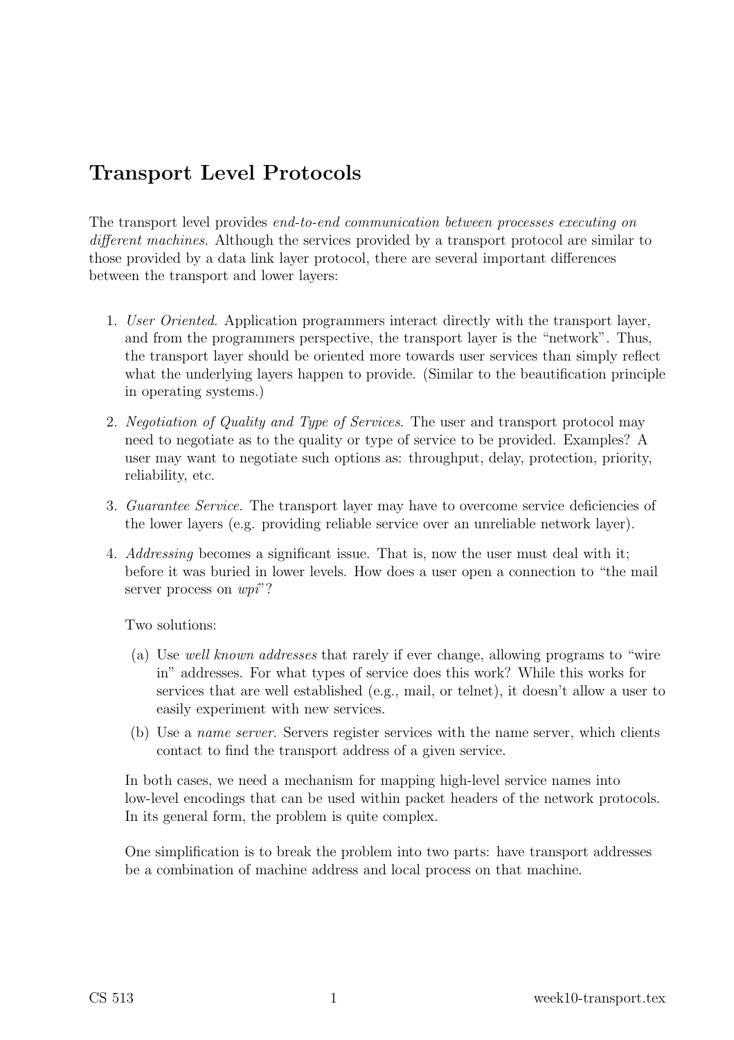# Transport Level Protocols

The transport level provides *end-to-end communication between processes executing on different machines*. Although the services provided by a transport protocol are similar to those provided by a data link layer protocol, there are several important differences between the transport and lower layers:

1. *User Oriented*. Application programmers interact directly with the transport layer, and from the programmers perspective, the transport layer is the "network". Thus, the transport layer should be oriented more towards user services than simply reflect what the underlying layers happen to provide. (Similar to the beautification principle in operating systems.)

2. *Negotiation of Quality and Type of Services*. The user and transport protocol may need to negotiate as to the quality or type of service to be provided. Examples? A user may want to negotiate such options as: throughput, delay, protection, priority, reliability, etc.

3. *Guarantee Service*. The transport layer may have to overcome service deficiencies of the lower layers (e.g. providing reliable service over an unreliable network layer).

4. *Addressing* becomes a significant issue. That is, now the user must deal with it; before it was buried in lower levels. How does a user open a connection to "the mail server process on *wpi*"?

   Two solutions:

   (a) Use *well known addresses* that rarely if ever change, allowing programs to "wire in" addresses. For what types of service does this work? While this works for services that are well established (e.g., mail, or telnet), it doesn't allow a user to easily experiment with new services.

   (b) Use a *name server*. Servers register services with the name server, which clients contact to find the transport address of a given service.

   In both cases, we need a mechanism for mapping high-level service names into low-level encodings that can be used within packet headers of the network protocols. In its general form, the problem is quite complex.

   One simplification is to break the problem into two parts: have transport addresses be a combination of machine address and local process on that machine.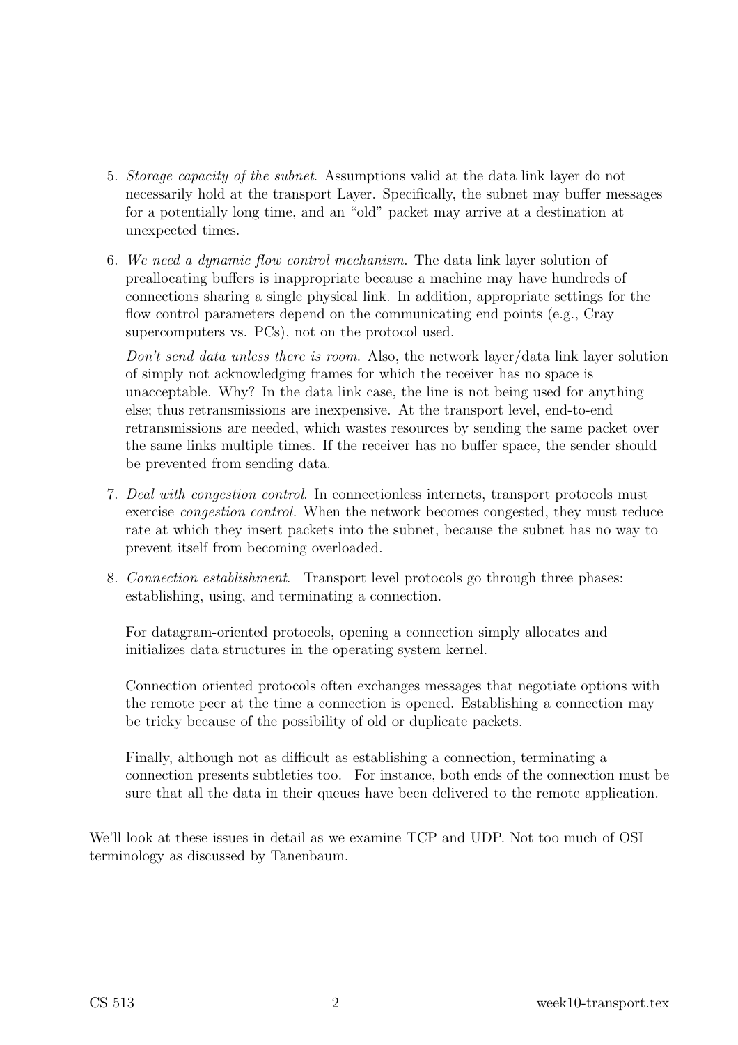5. *Storage capacity of the subnet*. Assumptions valid at the data link layer do not necessarily hold at the transport Layer. Specifically, the subnet may buffer messages for a potentially long time, and an "old" packet may arrive at a destination at unexpected times.

6. *We need a dynamic flow control mechanism*. The data link layer solution of preallocating buffers is inappropriate because a machine may have hundreds of connections sharing a single physical link. In addition, appropriate settings for the flow control parameters depend on the communicating end points (e.g., Cray supercomputers vs. PCs), not on the protocol used.

   *Don't send data unless there is room.* Also, the network layer/data link layer solution of simply not acknowledging frames for which the receiver has no space is unacceptable. Why? In the data link case, the line is not being used for anything else; thus retransmissions are inexpensive. At the transport level, end-to-end retransmissions are needed, which wastes resources by sending the same packet over the same links multiple times. If the receiver has no buffer space, the sender should be prevented from sending data.

7. *Deal with congestion control*. In connectionless internets, transport protocols must exercise *congestion control.* When the network becomes congested, they must reduce rate at which they insert packets into the subnet, because the subnet has no way to prevent itself from becoming overloaded.

8. *Connection establishment*. Transport level protocols go through three phases: establishing, using, and terminating a connection.

   For datagram-oriented protocols, opening a connection simply allocates and initializes data structures in the operating system kernel.

   Connection oriented protocols often exchanges messages that negotiate options with the remote peer at the time a connection is opened. Establishing a connection may be tricky because of the possibility of old or duplicate packets.

   Finally, although not as difficult as establishing a connection, terminating a connection presents subtleties too. For instance, both ends of the connection must be sure that all the data in their queues have been delivered to the remote application.

We'll look at these issues in detail as we examine TCP and UDP. Not too much of OSI terminology as discussed by Tanenbaum.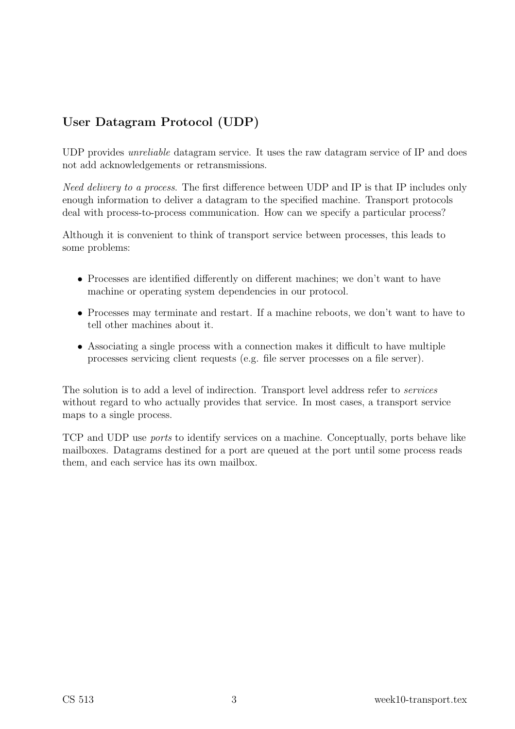## User Datagram Protocol (UDP)

UDP provides *unreliable* datagram service. It uses the raw datagram service of IP and does not add acknowledgements or retransmissions.

*Need delivery to a process.* The first difference between UDP and IP is that IP includes only enough information to deliver a datagram to the specified machine. Transport protocols deal with process-to-process communication. How can we specify a particular process?

Although it is convenient to think of transport service between processes, this leads to some problems:

- Processes are identified differently on different machines; we don't want to have machine or operating system dependencies in our protocol.
- Processes may terminate and restart. If a machine reboots, we don't want to have to tell other machines about it.
- Associating a single process with a connection makes it difficult to have multiple processes servicing client requests (e.g. file server processes on a file server).

The solution is to add a level of indirection. Transport level address refer to *services* without regard to who actually provides that service. In most cases, a transport service maps to a single process.

TCP and UDP use *ports* to identify services on a machine. Conceptually, ports behave like mailboxes. Datagrams destined for a port are queued at the port until some process reads them, and each service has its own mailbox.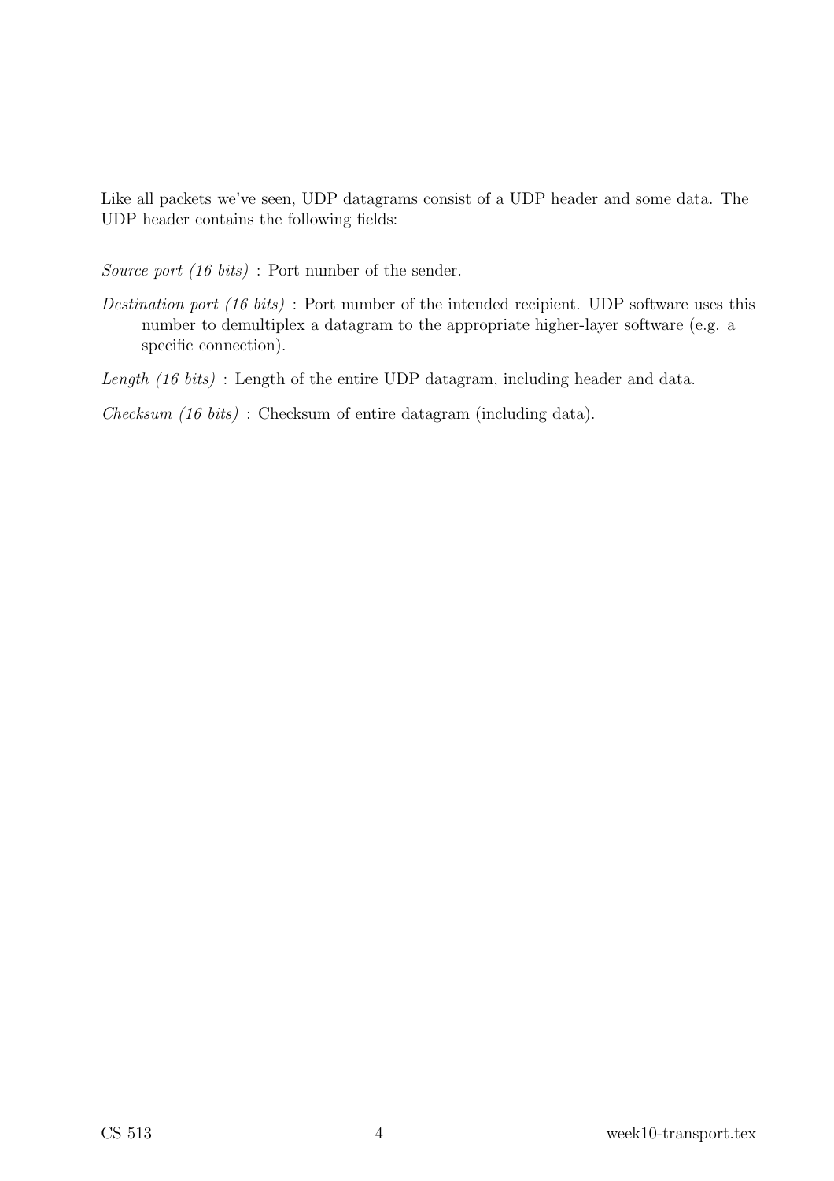Like all packets we've seen, UDP datagrams consist of a UDP header and some data. The UDP header contains the following fields:

*Source port (16 bits)* : Port number of the sender.

*Destination port (16 bits)* : Port number of the intended recipient. UDP software uses this number to demultiplex a datagram to the appropriate higher-layer software (e.g. a specific connection).

*Length (16 bits)* : Length of the entire UDP datagram, including header and data.

*Checksum (16 bits)* : Checksum of entire datagram (including data).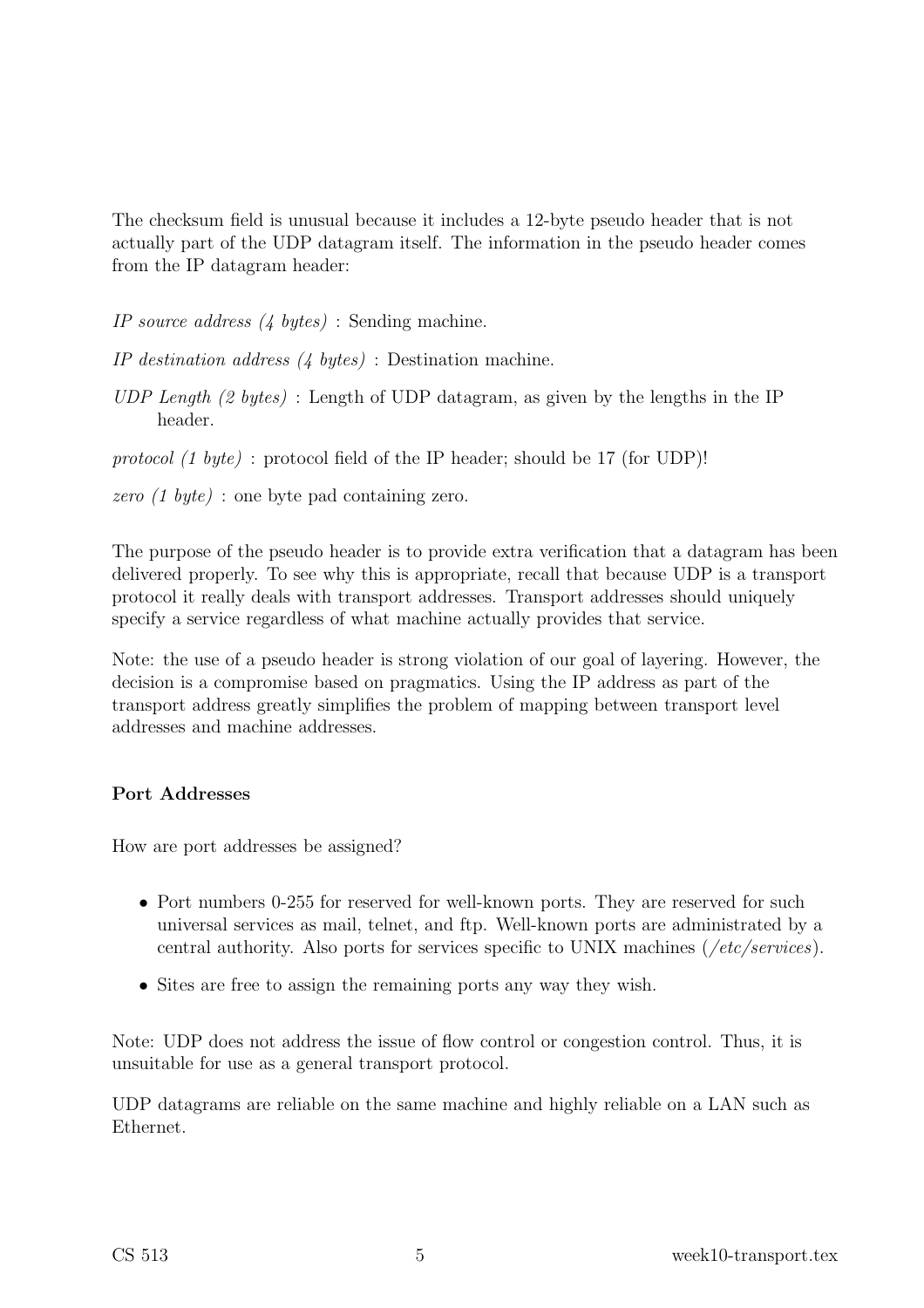The checksum field is unusual because it includes a 12-byte pseudo header that is not actually part of the UDP datagram itself. The information in the pseudo header comes from the IP datagram header:

*IP source address (4 bytes)* : Sending machine.

*IP destination address (4 bytes)* : Destination machine.

*UDP Length (2 bytes)* : Length of UDP datagram, as given by the lengths in the IP header.

*protocol (1 byte)* : protocol field of the IP header; should be 17 (for UDP)!

*zero (1 byte)* : one byte pad containing zero.

The purpose of the pseudo header is to provide extra verification that a datagram has been delivered properly. To see why this is appropriate, recall that because UDP is a transport protocol it really deals with transport addresses. Transport addresses should uniquely specify a service regardless of what machine actually provides that service.

Note: the use of a pseudo header is strong violation of our goal of layering. However, the decision is a compromise based on pragmatics. Using the IP address as part of the transport address greatly simplifies the problem of mapping between transport level addresses and machine addresses.

**Port Addresses**

How are port addresses be assigned?

- Port numbers 0-255 for reserved for well-known ports. They are reserved for such universal services as mail, telnet, and ftp. Well-known ports are administrated by a central authority. Also ports for services specific to UNIX machines (*/etc/services*).
- Sites are free to assign the remaining ports any way they wish.

Note: UDP does not address the issue of flow control or congestion control. Thus, it is unsuitable for use as a general transport protocol.

UDP datagrams are reliable on the same machine and highly reliable on a LAN such as Ethernet.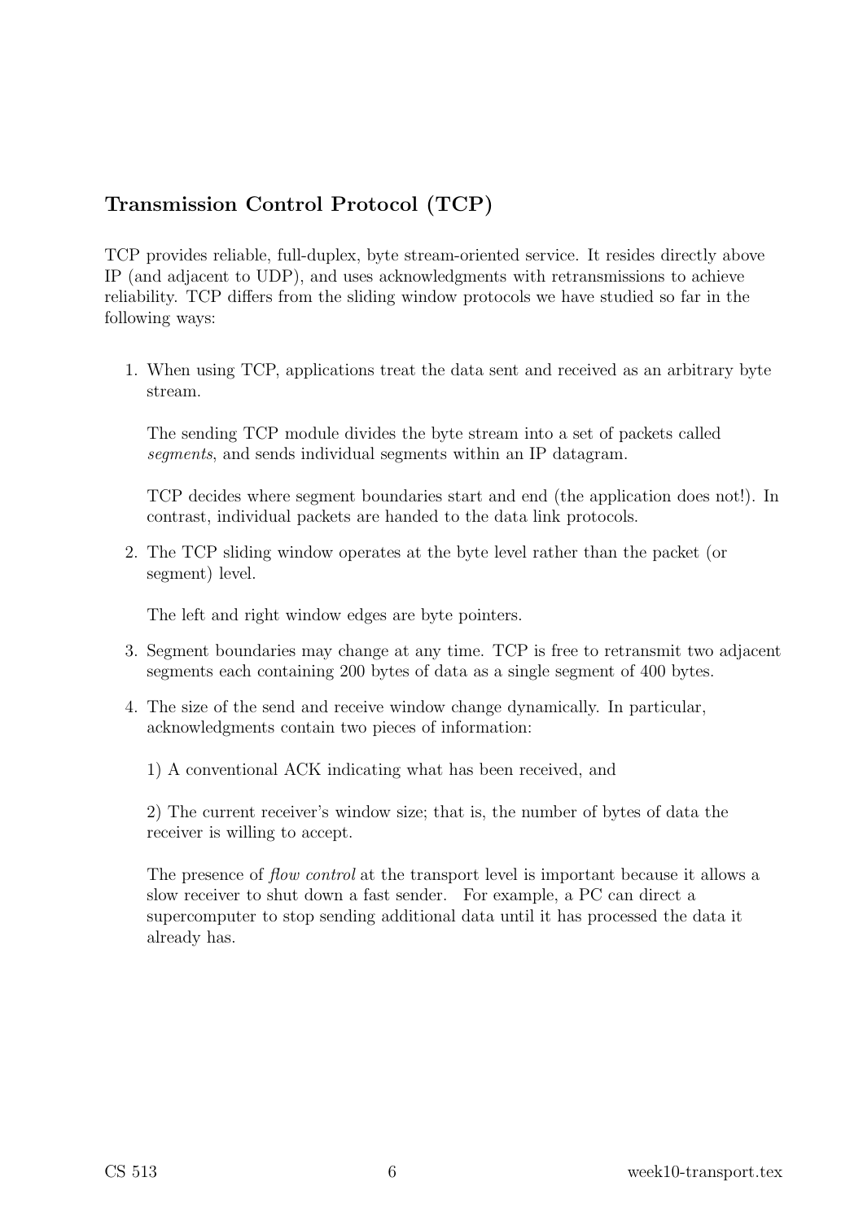## Transmission Control Protocol (TCP)

TCP provides reliable, full-duplex, byte stream-oriented service. It resides directly above IP (and adjacent to UDP), and uses acknowledgments with retransmissions to achieve reliability. TCP differs from the sliding window protocols we have studied so far in the following ways:

1. When using TCP, applications treat the data sent and received as an arbitrary byte stream.

   The sending TCP module divides the byte stream into a set of packets called *segments*, and sends individual segments within an IP datagram.

   TCP decides where segment boundaries start and end (the application does not!). In contrast, individual packets are handed to the data link protocols.

2. The TCP sliding window operates at the byte level rather than the packet (or segment) level.

   The left and right window edges are byte pointers.

3. Segment boundaries may change at any time. TCP is free to retransmit two adjacent segments each containing 200 bytes of data as a single segment of 400 bytes.

4. The size of the send and receive window change dynamically. In particular, acknowledgments contain two pieces of information:

   1) A conventional ACK indicating what has been received, and

   2) The current receiver's window size; that is, the number of bytes of data the receiver is willing to accept.

   The presence of *flow control* at the transport level is important because it allows a slow receiver to shut down a fast sender. For example, a PC can direct a supercomputer to stop sending additional data until it has processed the data it already has.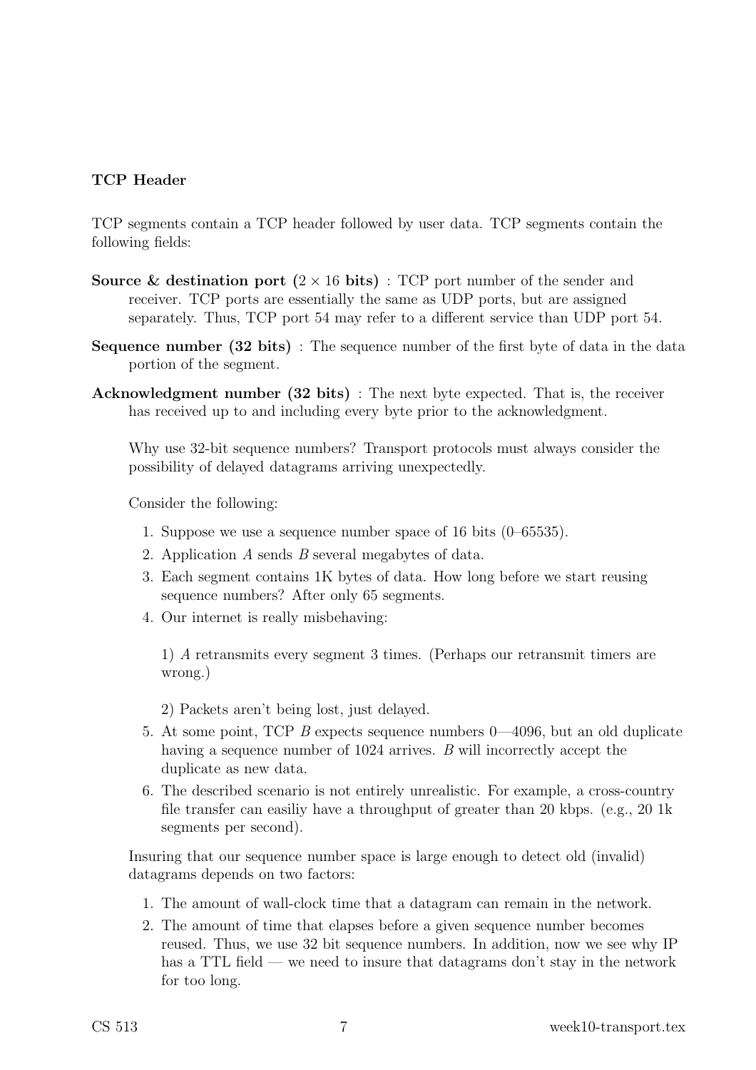**TCP Header**

TCP segments contain a TCP header followed by user data. TCP segments contain the following fields:

**Source & destination port ($2 \times 16$ bits)** : TCP port number of the sender and receiver. TCP ports are essentially the same as UDP ports, but are assigned separately. Thus, TCP port 54 may refer to a different service than UDP port 54.

**Sequence number (32 bits)** : The sequence number of the first byte of data in the data portion of the segment.

**Acknowledgment number (32 bits)** : The next byte expected. That is, the receiver has received up to and including every byte prior to the acknowledgment.

Why use 32-bit sequence numbers? Transport protocols must always consider the possibility of delayed datagrams arriving unexpectedly.

Consider the following:

1. Suppose we use a sequence number space of 16 bits (0–65535).
2. Application *A* sends *B* several megabytes of data.
3. Each segment contains 1K bytes of data. How long before we start reusing sequence numbers? After only 65 segments.
4. Our internet is really misbehaving:

   1) *A* retransmits every segment 3 times. (Perhaps our retransmit timers are wrong.)

   2) Packets aren't being lost, just delayed.
5. At some point, TCP *B* expects sequence numbers 0—4096, but an old duplicate having a sequence number of 1024 arrives. *B* will incorrectly accept the duplicate as new data.
6. The described scenario is not entirely unrealistic. For example, a cross-country file transfer can easiliy have a throughput of greater than 20 kbps. (e.g., 20 1k segments per second).

Insuring that our sequence number space is large enough to detect old (invalid) datagrams depends on two factors:

1. The amount of wall-clock time that a datagram can remain in the network.
2. The amount of time that elapses before a given sequence number becomes reused. Thus, we use 32 bit sequence numbers. In addition, now we see why IP has a TTL field — we need to insure that datagrams don't stay in the network for too long.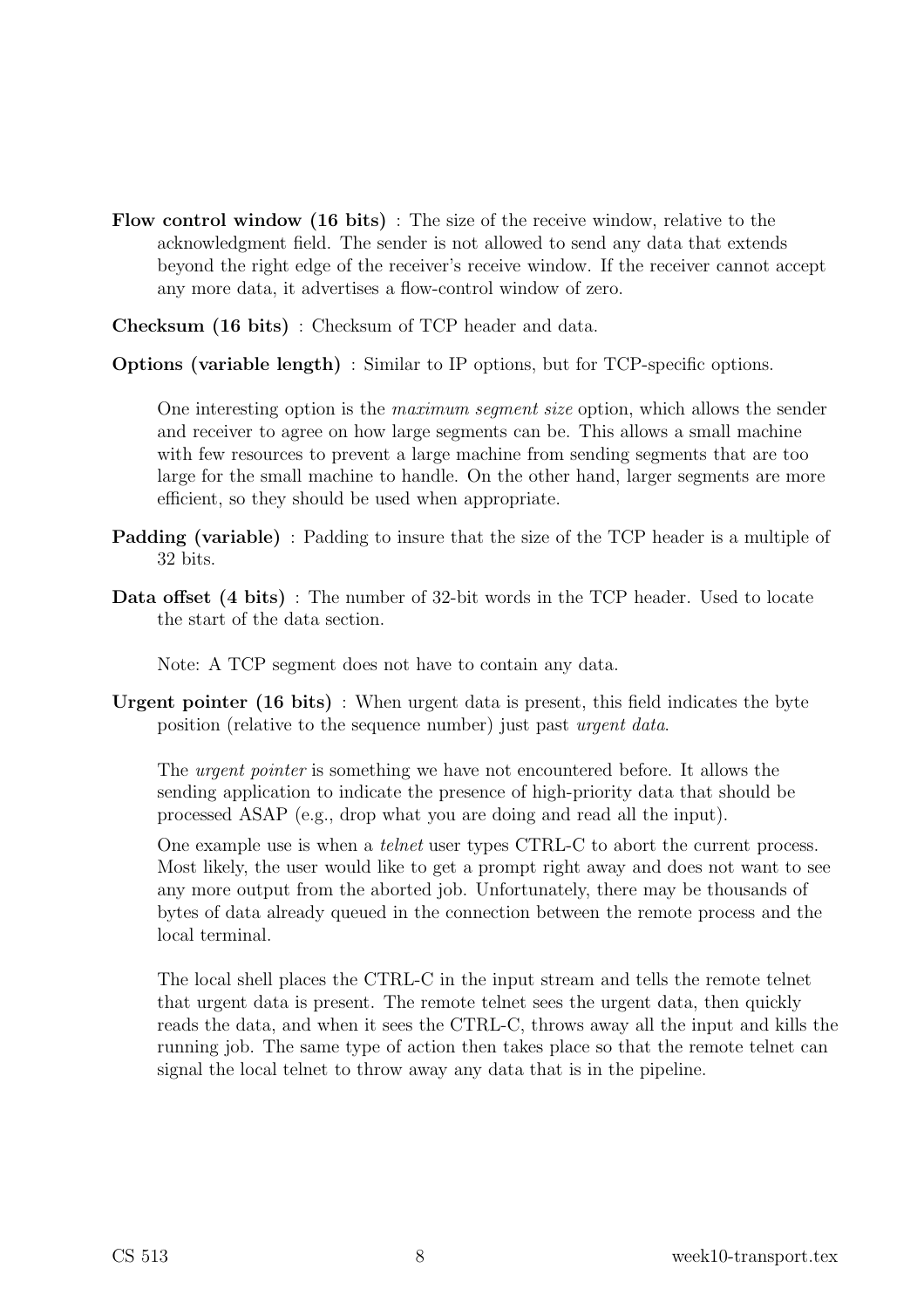**Flow control window (16 bits)** : The size of the receive window, relative to the acknowledgment field. The sender is not allowed to send any data that extends beyond the right edge of the receiver's receive window. If the receiver cannot accept any more data, it advertises a flow-control window of zero.

**Checksum (16 bits)** : Checksum of TCP header and data.

**Options (variable length)** : Similar to IP options, but for TCP-specific options.

One interesting option is the *maximum segment size* option, which allows the sender and receiver to agree on how large segments can be. This allows a small machine with few resources to prevent a large machine from sending segments that are too large for the small machine to handle. On the other hand, larger segments are more efficient, so they should be used when appropriate.

**Padding (variable)** : Padding to insure that the size of the TCP header is a multiple of 32 bits.

**Data offset (4 bits)** : The number of 32-bit words in the TCP header. Used to locate the start of the data section.

Note: A TCP segment does not have to contain any data.

**Urgent pointer (16 bits)** : When urgent data is present, this field indicates the byte position (relative to the sequence number) just past *urgent data*.

The *urgent pointer* is something we have not encountered before. It allows the sending application to indicate the presence of high-priority data that should be processed ASAP (e.g., drop what you are doing and read all the input).

One example use is when a *telnet* user types CTRL-C to abort the current process. Most likely, the user would like to get a prompt right away and does not want to see any more output from the aborted job. Unfortunately, there may be thousands of bytes of data already queued in the connection between the remote process and the local terminal.

The local shell places the CTRL-C in the input stream and tells the remote telnet that urgent data is present. The remote telnet sees the urgent data, then quickly reads the data, and when it sees the CTRL-C, throws away all the input and kills the running job. The same type of action then takes place so that the remote telnet can signal the local telnet to throw away any data that is in the pipeline.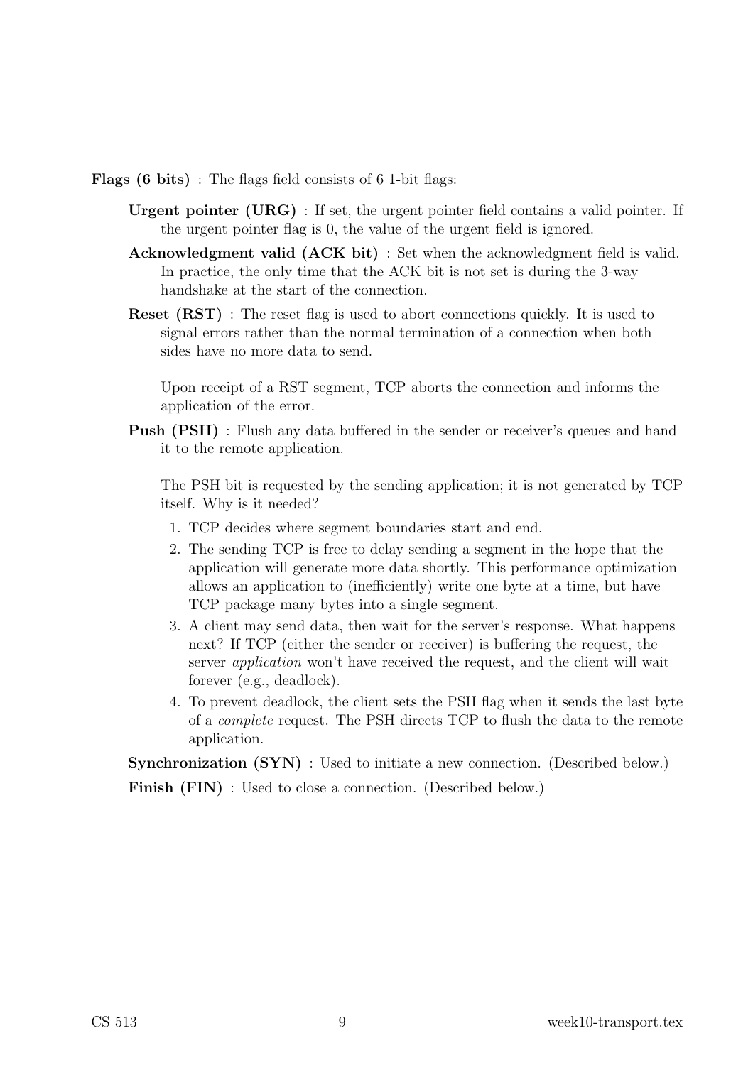**Flags (6 bits)** : The flags field consists of 6 1-bit flags:

- **Urgent pointer (URG)** : If set, the urgent pointer field contains a valid pointer. If the urgent pointer flag is 0, the value of the urgent field is ignored.

- **Acknowledgment valid (ACK bit)** : Set when the acknowledgment field is valid. In practice, the only time that the ACK bit is not set is during the 3-way handshake at the start of the connection.

- **Reset (RST)** : The reset flag is used to abort connections quickly. It is used to signal errors rather than the normal termination of a connection when both sides have no more data to send.

  Upon receipt of a RST segment, TCP aborts the connection and informs the application of the error.

- **Push (PSH)** : Flush any data buffered in the sender or receiver's queues and hand it to the remote application.

  The PSH bit is requested by the sending application; it is not generated by TCP itself. Why is it needed?

  1. TCP decides where segment boundaries start and end.
  2. The sending TCP is free to delay sending a segment in the hope that the application will generate more data shortly. This performance optimization allows an application to (inefficiently) write one byte at a time, but have TCP package many bytes into a single segment.
  3. A client may send data, then wait for the server's response. What happens next? If TCP (either the sender or receiver) is buffering the request, the server *application* won't have received the request, and the client will wait forever (e.g., deadlock).
  4. To prevent deadlock, the client sets the PSH flag when it sends the last byte of a *complete* request. The PSH directs TCP to flush the data to the remote application.

- **Synchronization (SYN)** : Used to initiate a new connection. (Described below.)

- **Finish (FIN)** : Used to close a connection. (Described below.)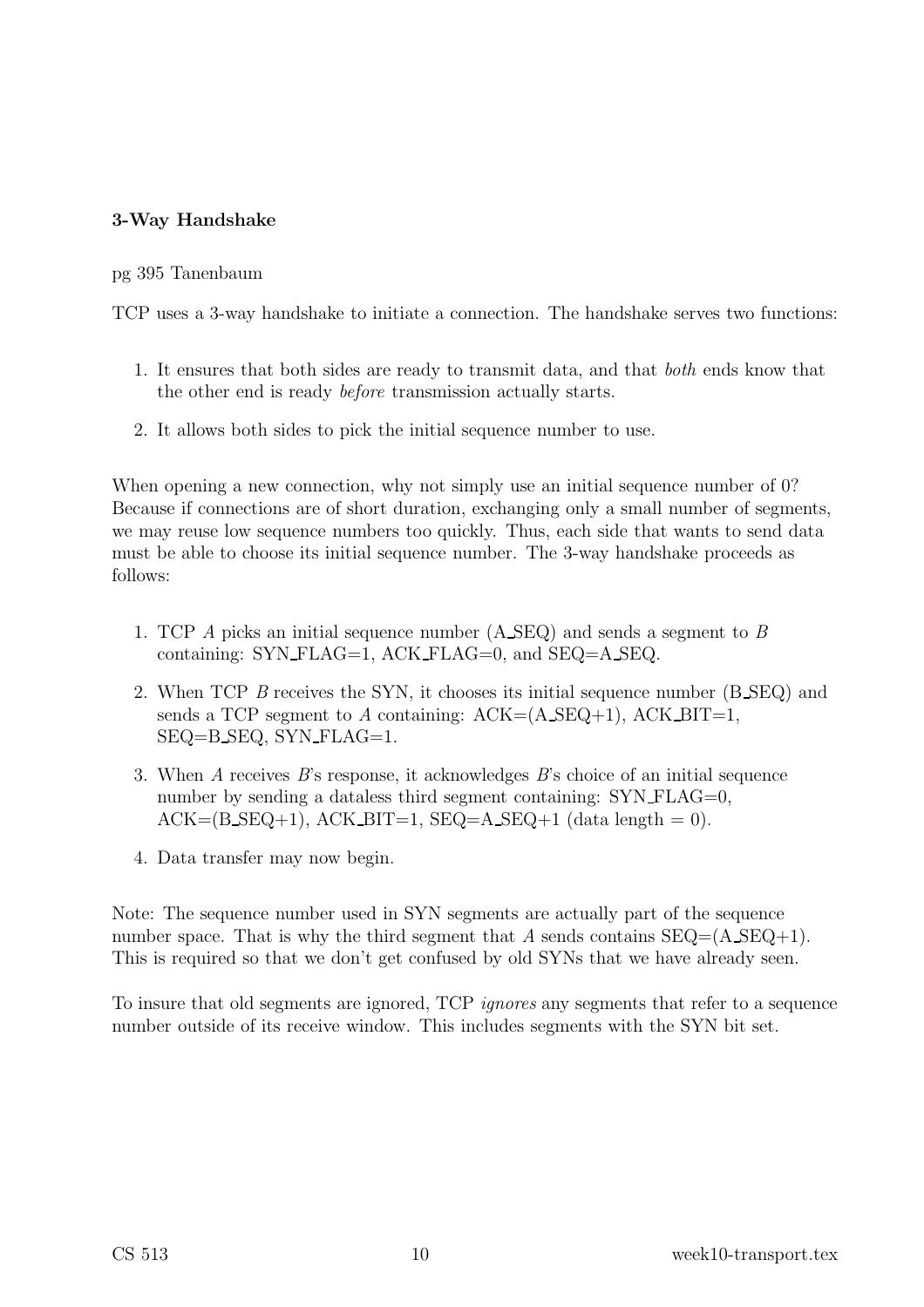**3-Way Handshake**

pg 395 Tanenbaum

TCP uses a 3-way handshake to initiate a connection. The handshake serves two functions:

1. It ensures that both sides are ready to transmit data, and that *both* ends know that the other end is ready *before* transmission actually starts.
2. It allows both sides to pick the initial sequence number to use.

When opening a new connection, why not simply use an initial sequence number of 0? Because if connections are of short duration, exchanging only a small number of segments, we may reuse low sequence numbers too quickly. Thus, each side that wants to send data must be able to choose its initial sequence number. The 3-way handshake proceeds as follows:

1. TCP *A* picks an initial sequence number (A_SEQ) and sends a segment to *B* containing: SYN_FLAG=1, ACK_FLAG=0, and SEQ=A_SEQ.
2. When TCP *B* receives the SYN, it chooses its initial sequence number (B_SEQ) and sends a TCP segment to *A* containing: ACK=(A_SEQ+1), ACK_BIT=1, SEQ=B_SEQ, SYN_FLAG=1.
3. When *A* receives *B*'s response, it acknowledges *B*'s choice of an initial sequence number by sending a dataless third segment containing: SYN_FLAG=0, ACK=(B_SEQ+1), ACK_BIT=1, SEQ=A_SEQ+1 (data length = 0).
4. Data transfer may now begin.

Note: The sequence number used in SYN segments are actually part of the sequence number space. That is why the third segment that *A* sends contains SEQ=(A_SEQ+1). This is required so that we don't get confused by old SYNs that we have already seen.

To insure that old segments are ignored, TCP *ignores* any segments that refer to a sequence number outside of its receive window. This includes segments with the SYN bit set.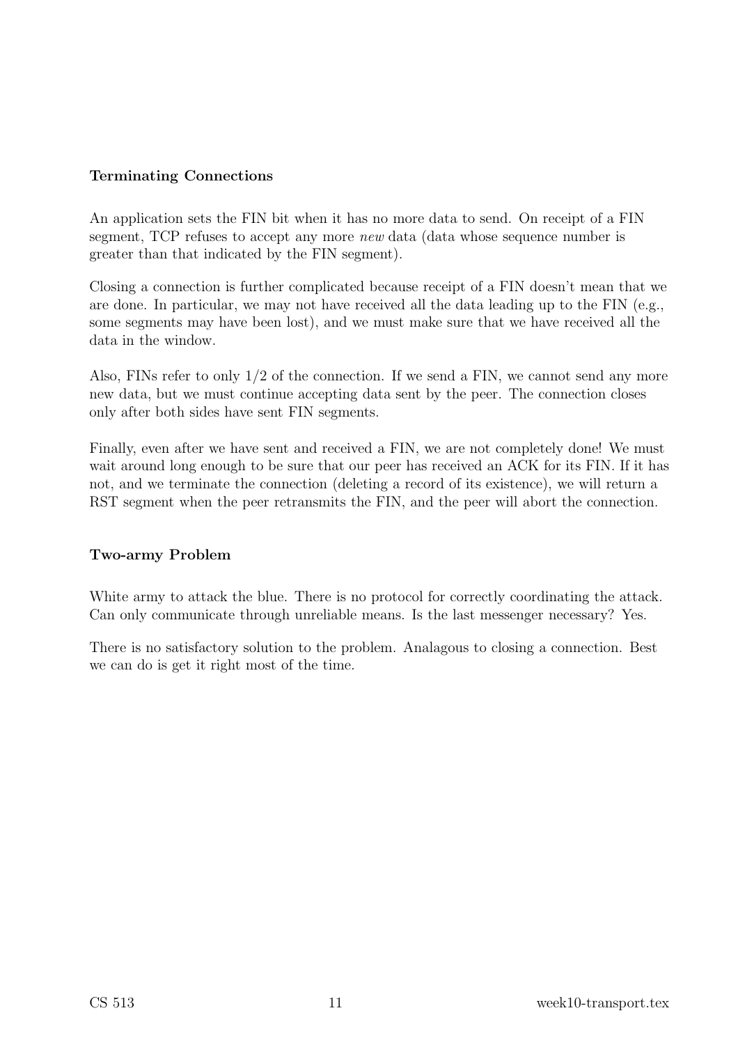### Terminating Connections

An application sets the FIN bit when it has no more data to send. On receipt of a FIN segment, TCP refuses to accept any more *new* data (data whose sequence number is greater than that indicated by the FIN segment).

Closing a connection is further complicated because receipt of a FIN doesn't mean that we are done. In particular, we may not have received all the data leading up to the FIN (e.g., some segments may have been lost), and we must make sure that we have received all the data in the window.

Also, FINs refer to only 1/2 of the connection. If we send a FIN, we cannot send any more new data, but we must continue accepting data sent by the peer. The connection closes only after both sides have sent FIN segments.

Finally, even after we have sent and received a FIN, we are not completely done! We must wait around long enough to be sure that our peer has received an ACK for its FIN. If it has not, and we terminate the connection (deleting a record of its existence), we will return a RST segment when the peer retransmits the FIN, and the peer will abort the connection.

### Two-army Problem

White army to attack the blue. There is no protocol for correctly coordinating the attack. Can only communicate through unreliable means. Is the last messenger necessary? Yes.

There is no satisfactory solution to the problem. Analagous to closing a connection. Best we can do is get it right most of the time.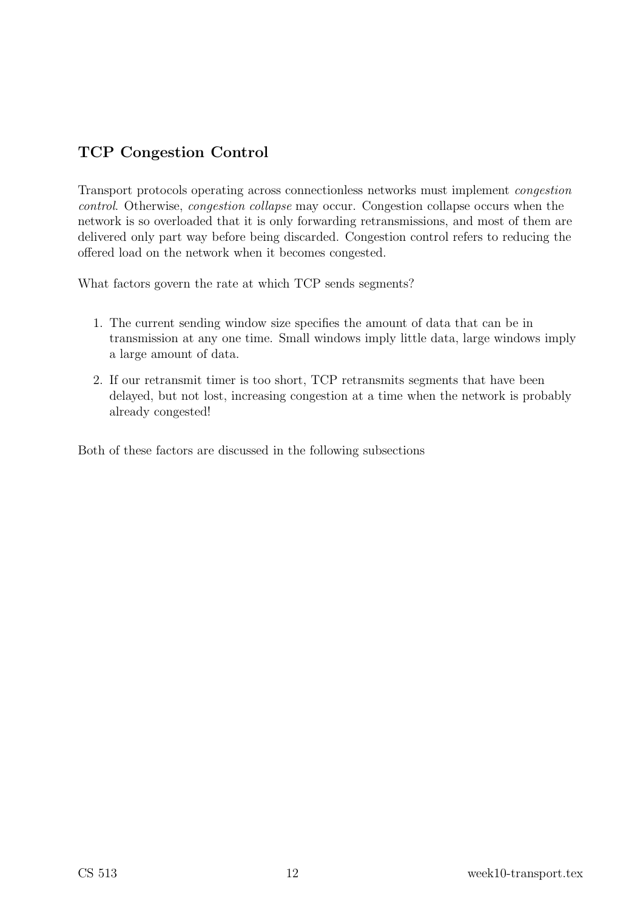## TCP Congestion Control

Transport protocols operating across connectionless networks must implement *congestion control*. Otherwise, *congestion collapse* may occur. Congestion collapse occurs when the network is so overloaded that it is only forwarding retransmissions, and most of them are delivered only part way before being discarded. Congestion control refers to reducing the offered load on the network when it becomes congested.

What factors govern the rate at which TCP sends segments?

1. The current sending window size specifies the amount of data that can be in transmission at any one time. Small windows imply little data, large windows imply a large amount of data.
2. If our retransmit timer is too short, TCP retransmits segments that have been delayed, but not lost, increasing congestion at a time when the network is probably already congested!

Both of these factors are discussed in the following subsections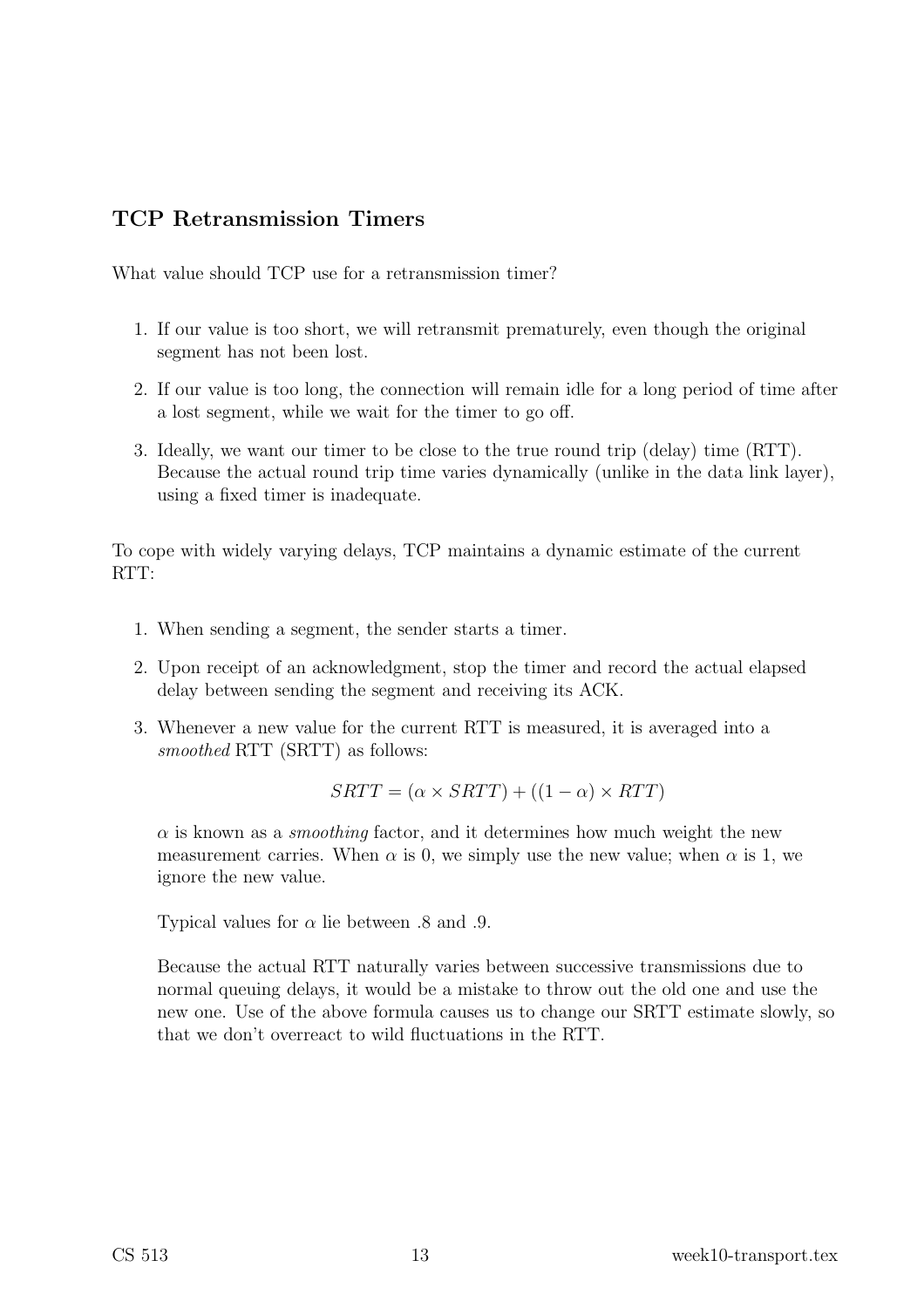## TCP Retransmission Timers

What value should TCP use for a retransmission timer?

1. If our value is too short, we will retransmit prematurely, even though the original segment has not been lost.
2. If our value is too long, the connection will remain idle for a long period of time after a lost segment, while we wait for the timer to go off.
3. Ideally, we want our timer to be close to the true round trip (delay) time (RTT). Because the actual round trip time varies dynamically (unlike in the data link layer), using a fixed timer is inadequate.

To cope with widely varying delays, TCP maintains a dynamic estimate of the current RTT:

1. When sending a segment, the sender starts a timer.
2. Upon receipt of an acknowledgment, stop the timer and record the actual elapsed delay between sending the segment and receiving its ACK.
3. Whenever a new value for the current RTT is measured, it is averaged into a *smoothed* RTT (SRTT) as follows:

   $$SRTT = (\alpha \times SRTT) + ((1 - \alpha) \times RTT)$$

   $\alpha$ is known as a *smoothing* factor, and it determines how much weight the new measurement carries. When $\alpha$ is 0, we simply use the new value; when $\alpha$ is 1, we ignore the new value.

   Typical values for $\alpha$ lie between .8 and .9.

   Because the actual RTT naturally varies between successive transmissions due to normal queuing delays, it would be a mistake to throw out the old one and use the new one. Use of the above formula causes us to change our SRTT estimate slowly, so that we don't overreact to wild fluctuations in the RTT.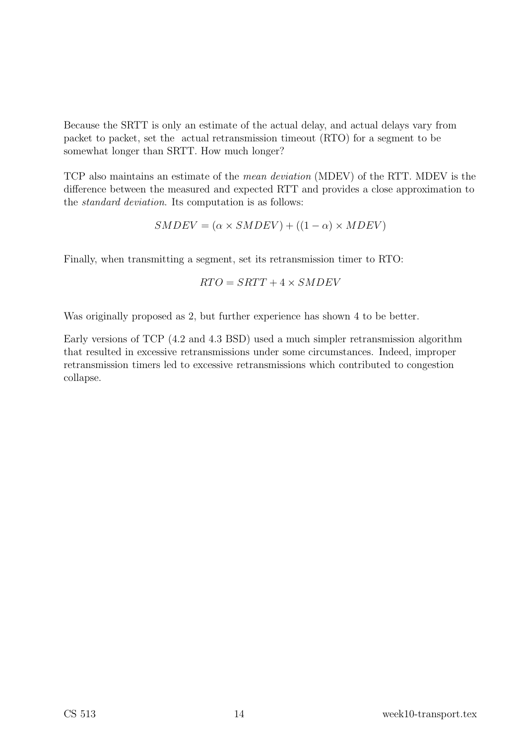Because the SRTT is only an estimate of the actual delay, and actual delays vary from packet to packet, set the actual retransmission timeout (RTO) for a segment to be somewhat longer than SRTT. How much longer?

TCP also maintains an estimate of the *mean deviation* (MDEV) of the RTT. MDEV is the difference between the measured and expected RTT and provides a close approximation to the *standard deviation*. Its computation is as follows:

$$SMDEV = (\alpha \times SMDEV) + ((1 - \alpha) \times MDEV)$$

Finally, when transmitting a segment, set its retransmission timer to RTO:

$$RTO = SRTT + 4 \times SMDEV$$

Was originally proposed as 2, but further experience has shown 4 to be better.

Early versions of TCP (4.2 and 4.3 BSD) used a much simpler retransmission algorithm that resulted in excessive retransmissions under some circumstances. Indeed, improper retransmission timers led to excessive retransmissions which contributed to congestion collapse.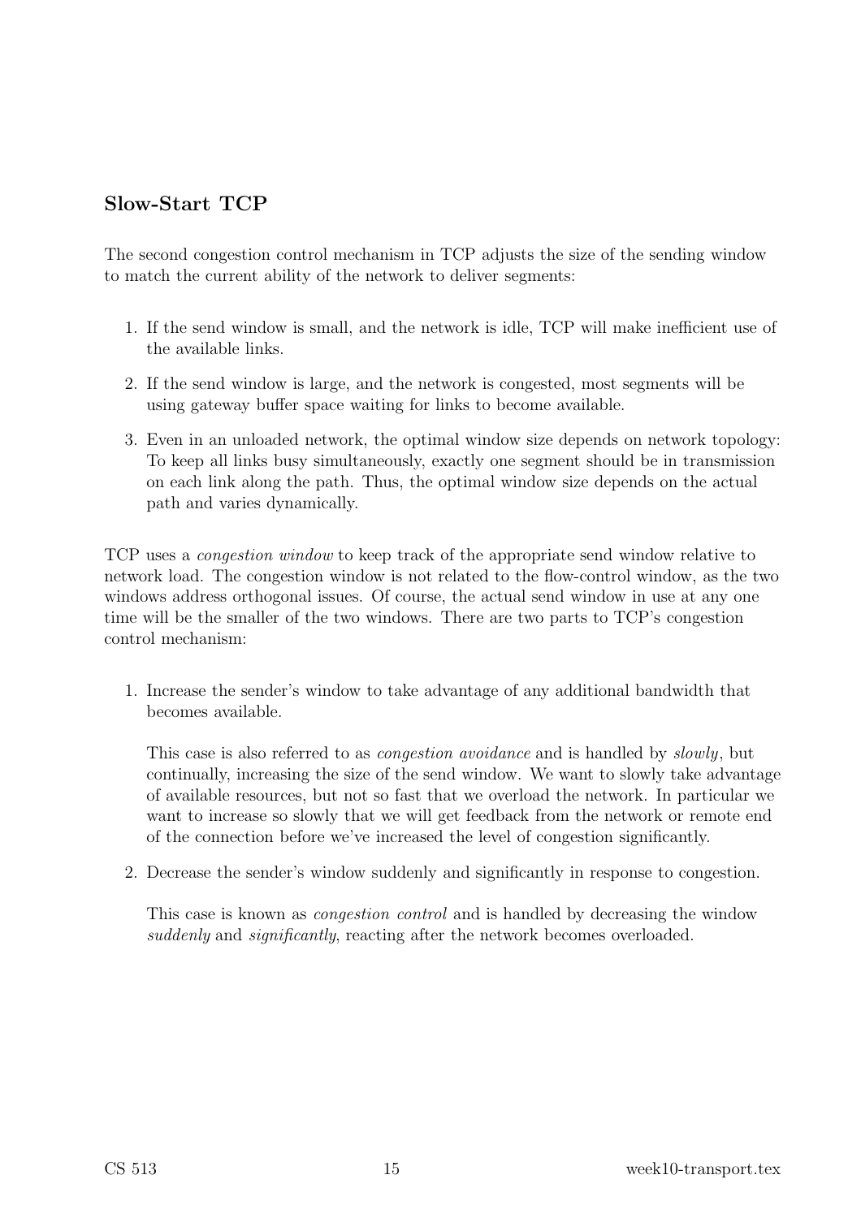## Slow-Start TCP

The second congestion control mechanism in TCP adjusts the size of the sending window to match the current ability of the network to deliver segments:

1. If the send window is small, and the network is idle, TCP will make inefficient use of the available links.
2. If the send window is large, and the network is congested, most segments will be using gateway buffer space waiting for links to become available.
3. Even in an unloaded network, the optimal window size depends on network topology: To keep all links busy simultaneously, exactly one segment should be in transmission on each link along the path. Thus, the optimal window size depends on the actual path and varies dynamically.

TCP uses a *congestion window* to keep track of the appropriate send window relative to network load. The congestion window is not related to the flow-control window, as the two windows address orthogonal issues. Of course, the actual send window in use at any one time will be the smaller of the two windows. There are two parts to TCP's congestion control mechanism:

1. Increase the sender's window to take advantage of any additional bandwidth that becomes available.

   This case is also referred to as *congestion avoidance* and is handled by *slowly*, but continually, increasing the size of the send window. We want to slowly take advantage of available resources, but not so fast that we overload the network. In particular we want to increase so slowly that we will get feedback from the network or remote end of the connection before we've increased the level of congestion significantly.

2. Decrease the sender's window suddenly and significantly in response to congestion.

   This case is known as *congestion control* and is handled by decreasing the window *suddenly* and *significantly*, reacting after the network becomes overloaded.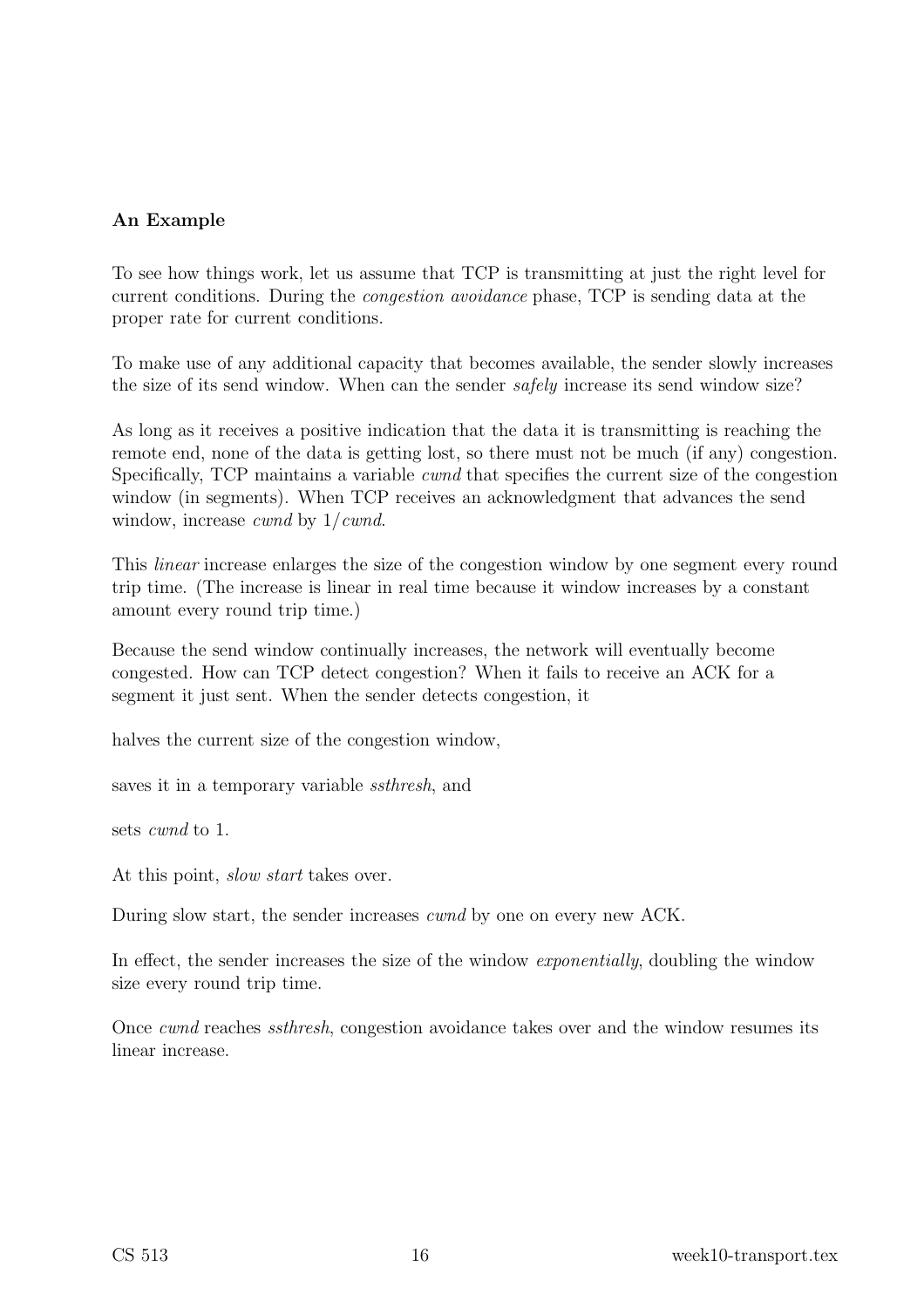**An Example**

To see how things work, let us assume that TCP is transmitting at just the right level for current conditions. During the *congestion avoidance* phase, TCP is sending data at the proper rate for current conditions.

To make use of any additional capacity that becomes available, the sender slowly increases the size of its send window. When can the sender *safely* increase its send window size?

As long as it receives a positive indication that the data it is transmitting is reaching the remote end, none of the data is getting lost, so there must not be much (if any) congestion. Specifically, TCP maintains a variable *cwnd* that specifies the current size of the congestion window (in segments). When TCP receives an acknowledgment that advances the send window, increase *cwnd* by $1/cwnd$.

This *linear* increase enlarges the size of the congestion window by one segment every round trip time. (The increase is linear in real time because it window increases by a constant amount every round trip time.)

Because the send window continually increases, the network will eventually become congested. How can TCP detect congestion? When it fails to receive an ACK for a segment it just sent. When the sender detects congestion, it

halves the current size of the congestion window,

saves it in a temporary variable *ssthresh*, and

sets *cwnd* to 1.

At this point, *slow start* takes over.

During slow start, the sender increases *cwnd* by one on every new ACK.

In effect, the sender increases the size of the window *exponentially*, doubling the window size every round trip time.

Once *cwnd* reaches *ssthresh*, congestion avoidance takes over and the window resumes its linear increase.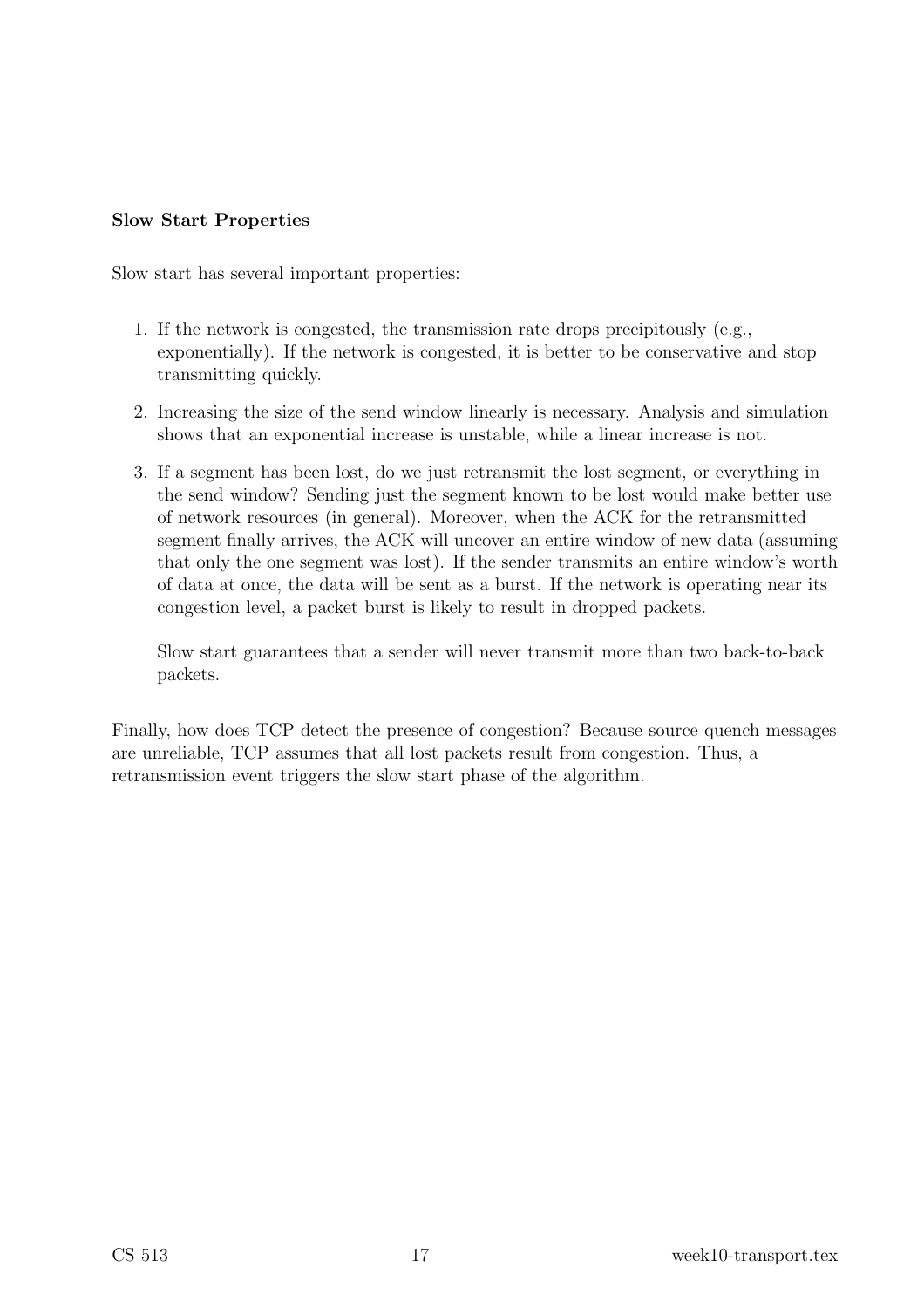**Slow Start Properties**

Slow start has several important properties:

1. If the network is congested, the transmission rate drops precipitously (e.g., exponentially). If the network is congested, it is better to be conservative and stop transmitting quickly.

2. Increasing the size of the send window linearly is necessary. Analysis and simulation shows that an exponential increase is unstable, while a linear increase is not.

3. If a segment has been lost, do we just retransmit the lost segment, or everything in the send window? Sending just the segment known to be lost would make better use of network resources (in general). Moreover, when the ACK for the retransmitted segment finally arrives, the ACK will uncover an entire window of new data (assuming that only the one segment was lost). If the sender transmits an entire window's worth of data at once, the data will be sent as a burst. If the network is operating near its congestion level, a packet burst is likely to result in dropped packets.

   Slow start guarantees that a sender will never transmit more than two back-to-back packets.

Finally, how does TCP detect the presence of congestion? Because source quench messages are unreliable, TCP assumes that all lost packets result from congestion. Thus, a retransmission event triggers the slow start phase of the algorithm.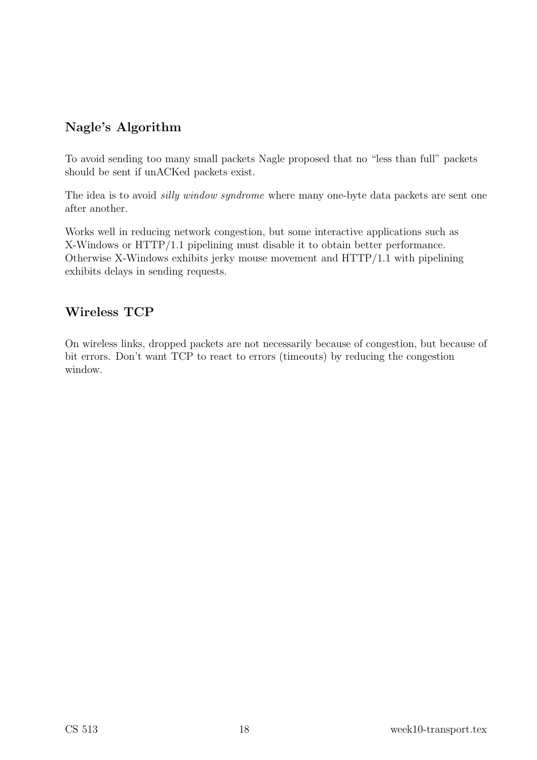## Nagle's Algorithm

To avoid sending too many small packets Nagle proposed that no "less than full" packets should be sent if unACKed packets exist.

The idea is to avoid *silly window syndrome* where many one-byte data packets are sent one after another.

Works well in reducing network congestion, but some interactive applications such as X-Windows or HTTP/1.1 pipelining must disable it to obtain better performance. Otherwise X-Windows exhibits jerky mouse movement and HTTP/1.1 with pipelining exhibits delays in sending requests.

## Wireless TCP

On wireless links, dropped packets are not necessarily because of congestion, but because of bit errors. Don't want TCP to react to errors (timeouts) by reducing the congestion window.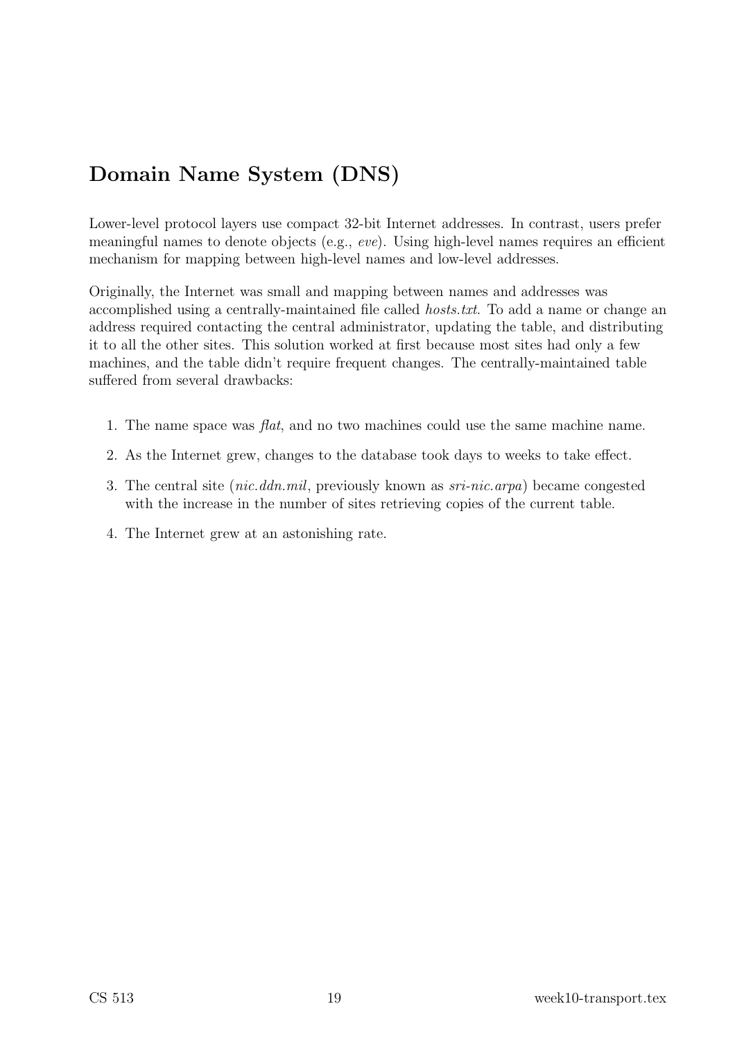## Domain Name System (DNS)

Lower-level protocol layers use compact 32-bit Internet addresses. In contrast, users prefer meaningful names to denote objects (e.g., *eve*). Using high-level names requires an efficient mechanism for mapping between high-level names and low-level addresses.

Originally, the Internet was small and mapping between names and addresses was accomplished using a centrally-maintained file called *hosts.txt*. To add a name or change an address required contacting the central administrator, updating the table, and distributing it to all the other sites. This solution worked at first because most sites had only a few machines, and the table didn't require frequent changes. The centrally-maintained table suffered from several drawbacks:

1. The name space was *flat*, and no two machines could use the same machine name.
2. As the Internet grew, changes to the database took days to weeks to take effect.
3. The central site (*nic.ddn.mil*, previously known as *sri-nic.arpa*) became congested with the increase in the number of sites retrieving copies of the current table.
4. The Internet grew at an astonishing rate.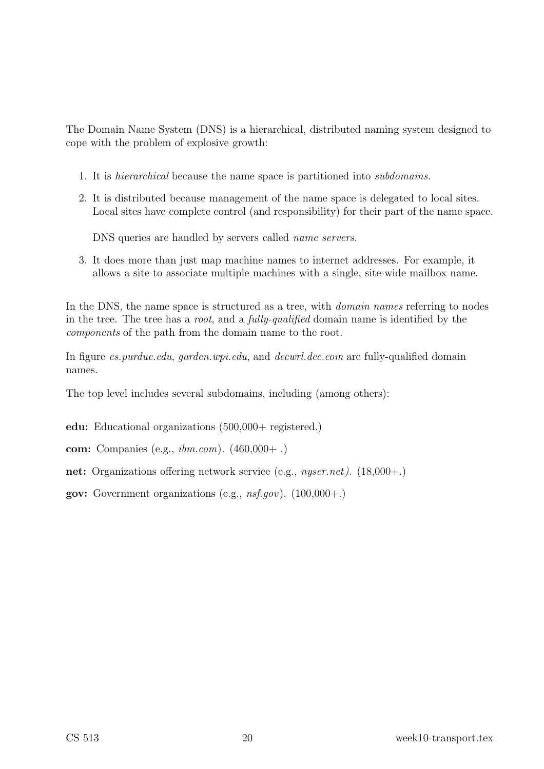The Domain Name System (DNS) is a hierarchical, distributed naming system designed to cope with the problem of explosive growth:

1. It is *hierarchical* because the name space is partitioned into *subdomains*.
2. It is distributed because management of the name space is delegated to local sites. Local sites have complete control (and responsibility) for their part of the name space.

   DNS queries are handled by servers called *name servers*.
3. It does more than just map machine names to internet addresses. For example, it allows a site to associate multiple machines with a single, site-wide mailbox name.

In the DNS, the name space is structured as a tree, with *domain names* referring to nodes in the tree. The tree has a *root*, and a *fully-qualified* domain name is identified by the *components* of the path from the domain name to the root.

In figure *cs.purdue.edu*, *garden.wpi.edu*, and *decwrl.dec.com* are fully-qualified domain names.

The top level includes several subdomains, including (among others):

**edu:** Educational organizations (500,000+ registered.)

**com:** Companies (e.g., *ibm.com*). (460,000+ .)

**net:** Organizations offering network service (e.g., *nyser.net).* (18,000+.)

**gov:** Government organizations (e.g., *nsf.gov*). (100,000+.)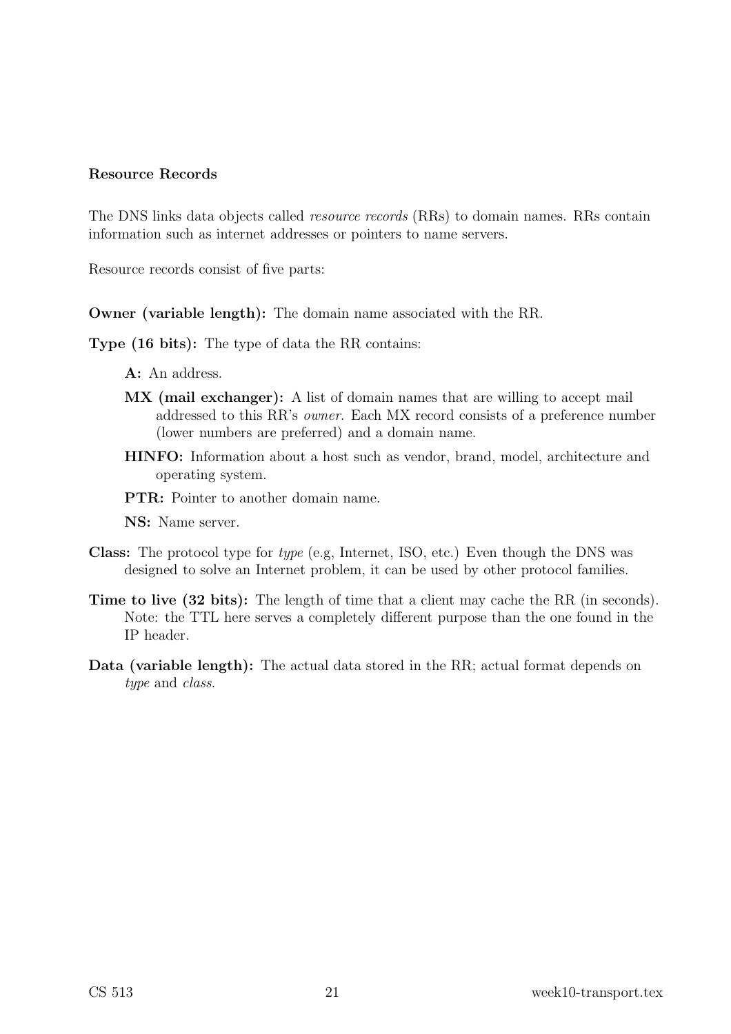**Resource Records**

The DNS links data objects called *resource records* (RRs) to domain names. RRs contain information such as internet addresses or pointers to name servers.

Resource records consist of five parts:

**Owner (variable length):** The domain name associated with the RR.

**Type (16 bits):** The type of data the RR contains:

- **A:** An address.
- **MX (mail exchanger):** A list of domain names that are willing to accept mail addressed to this RR's *owner*. Each MX record consists of a preference number (lower numbers are preferred) and a domain name.
- **HINFO:** Information about a host such as vendor, brand, model, architecture and operating system.
- **PTR:** Pointer to another domain name.
- **NS:** Name server.

**Class:** The protocol type for *type* (e.g, Internet, ISO, etc.) Even though the DNS was designed to solve an Internet problem, it can be used by other protocol families.

**Time to live (32 bits):** The length of time that a client may cache the RR (in seconds). Note: the TTL here serves a completely different purpose than the one found in the IP header.

**Data (variable length):** The actual data stored in the RR; actual format depends on *type* and *class*.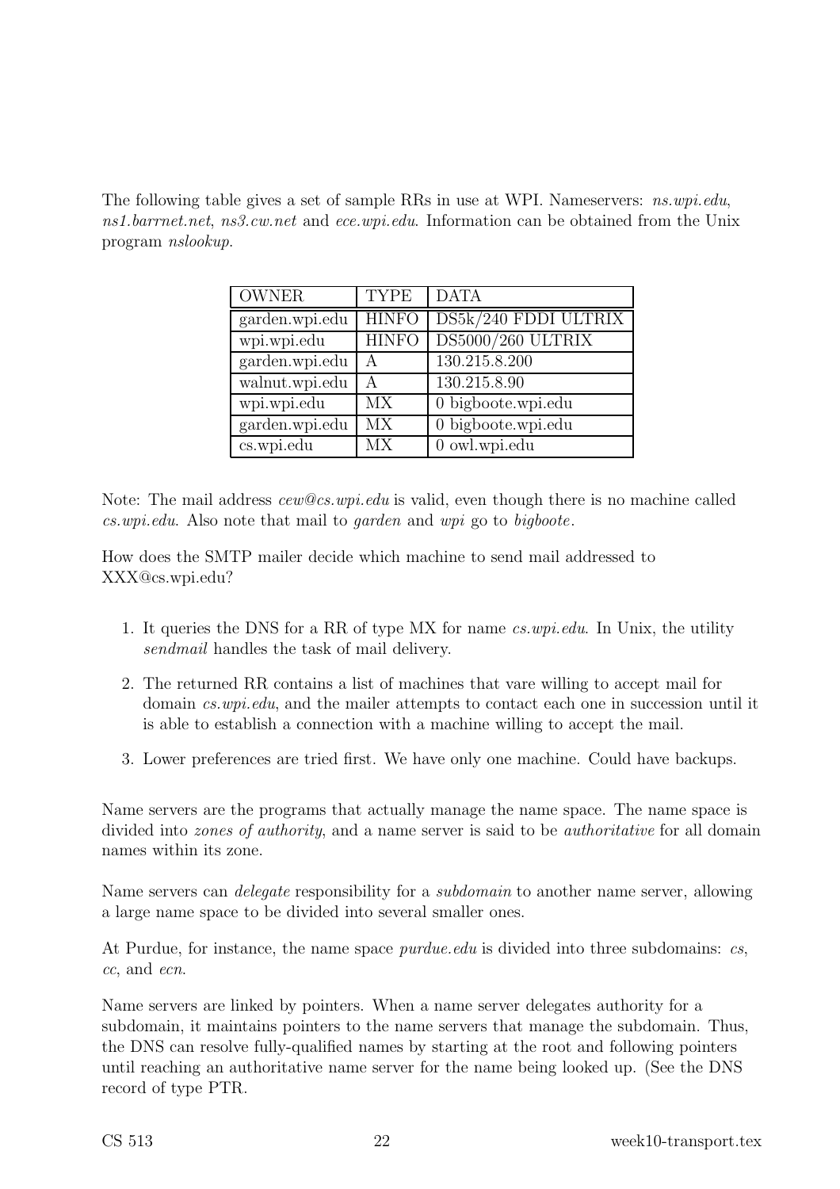The following table gives a set of sample RRs in use at WPI. Nameservers: *ns.wpi.edu*, *ns1.barrnet.net*, *ns3.cw.net* and *ece.wpi.edu*. Information can be obtained from the Unix program *nslookup*.

| OWNER | TYPE | DATA |
|---|---|---|
| garden.wpi.edu | HINFO | DS5k/240 FDDI ULTRIX |
| wpi.wpi.edu | HINFO | DS5000/260 ULTRIX |
| garden.wpi.edu | A | 130.215.8.200 |
| walnut.wpi.edu | A | 130.215.8.90 |
| wpi.wpi.edu | MX | 0 bigboote.wpi.edu |
| garden.wpi.edu | MX | 0 bigboote.wpi.edu |
| cs.wpi.edu | MX | 0 owl.wpi.edu |

Note: The mail address *cew@cs.wpi.edu* is valid, even though there is no machine called *cs.wpi.edu*. Also note that mail to *garden* and *wpi* go to *bigboote*.

How does the SMTP mailer decide which machine to send mail addressed to XXX@cs.wpi.edu?

1. It queries the DNS for a RR of type MX for name *cs.wpi.edu*. In Unix, the utility *sendmail* handles the task of mail delivery.
2. The returned RR contains a list of machines that vare willing to accept mail for domain *cs.wpi.edu*, and the mailer attempts to contact each one in succession until it is able to establish a connection with a machine willing to accept the mail.
3. Lower preferences are tried first. We have only one machine. Could have backups.

Name servers are the programs that actually manage the name space. The name space is divided into *zones of authority*, and a name server is said to be *authoritative* for all domain names within its zone.

Name servers can *delegate* responsibility for a *subdomain* to another name server, allowing a large name space to be divided into several smaller ones.

At Purdue, for instance, the name space *purdue.edu* is divided into three subdomains: *cs*, *cc*, and *ecn*.

Name servers are linked by pointers. When a name server delegates authority for a subdomain, it maintains pointers to the name servers that manage the subdomain. Thus, the DNS can resolve fully-qualified names by starting at the root and following pointers until reaching an authoritative name server for the name being looked up. (See the DNS record of type PTR.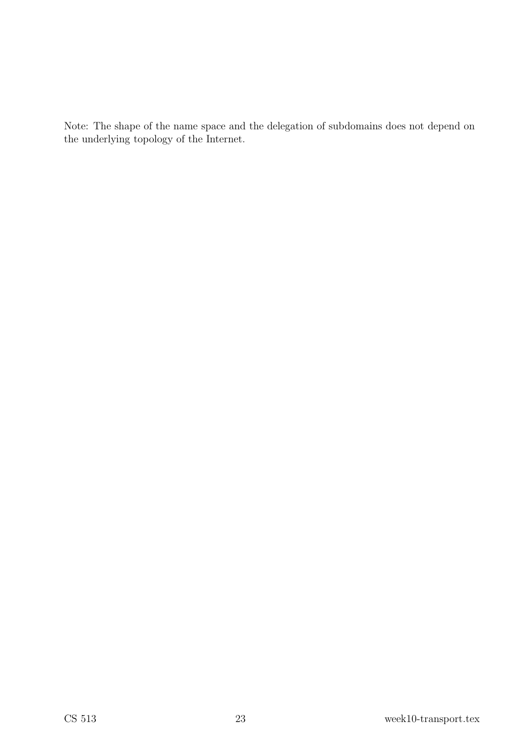Note: The shape of the name space and the delegation of subdomains does not depend on the underlying topology of the Internet.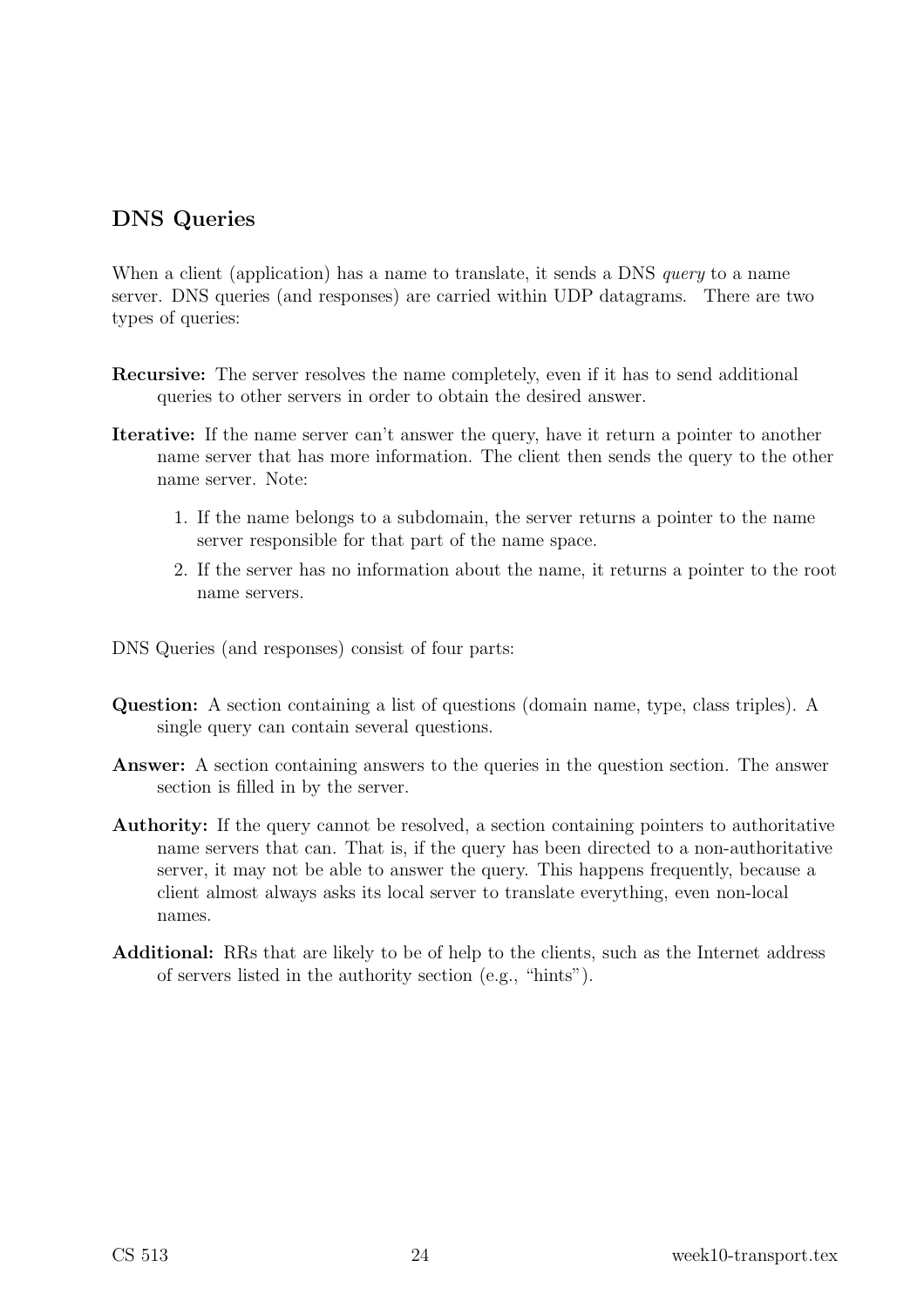## DNS Queries

When a client (application) has a name to translate, it sends a DNS *query* to a name server. DNS queries (and responses) are carried within UDP datagrams. There are two types of queries:

**Recursive:** The server resolves the name completely, even if it has to send additional queries to other servers in order to obtain the desired answer.

**Iterative:** If the name server can't answer the query, have it return a pointer to another name server that has more information. The client then sends the query to the other name server. Note:

1. If the name belongs to a subdomain, the server returns a pointer to the name server responsible for that part of the name space.
2. If the server has no information about the name, it returns a pointer to the root name servers.

DNS Queries (and responses) consist of four parts:

**Question:** A section containing a list of questions (domain name, type, class triples). A single query can contain several questions.

**Answer:** A section containing answers to the queries in the question section. The answer section is filled in by the server.

**Authority:** If the query cannot be resolved, a section containing pointers to authoritative name servers that can. That is, if the query has been directed to a non-authoritative server, it may not be able to answer the query. This happens frequently, because a client almost always asks its local server to translate everything, even non-local names.

**Additional:** RRs that are likely to be of help to the clients, such as the Internet address of servers listed in the authority section (e.g., "hints").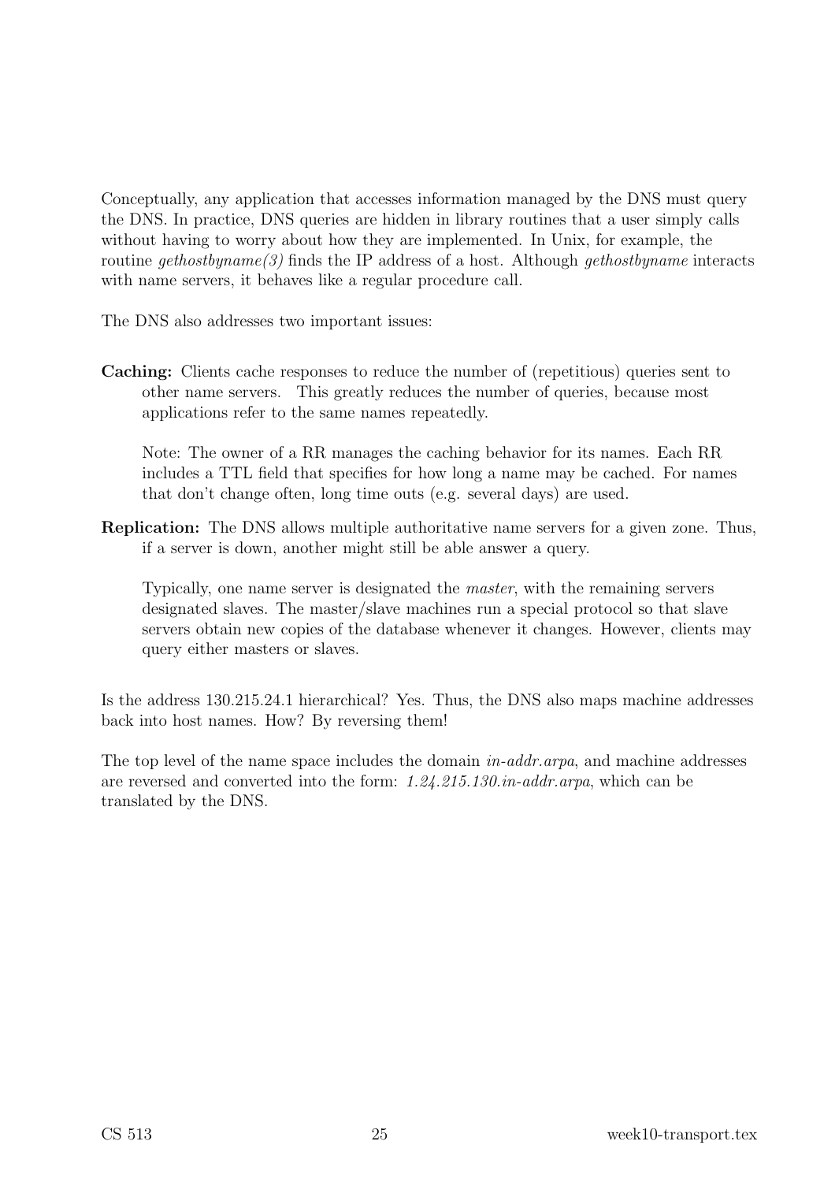Conceptually, any application that accesses information managed by the DNS must query the DNS. In practice, DNS queries are hidden in library routines that a user simply calls without having to worry about how they are implemented. In Unix, for example, the routine *gethostbyname(3)* finds the IP address of a host. Although *gethostbyname* interacts with name servers, it behaves like a regular procedure call.

The DNS also addresses two important issues:

**Caching:** Clients cache responses to reduce the number of (repetitious) queries sent to other name servers. This greatly reduces the number of queries, because most applications refer to the same names repeatedly.

Note: The owner of a RR manages the caching behavior for its names. Each RR includes a TTL field that specifies for how long a name may be cached. For names that don't change often, long time outs (e.g. several days) are used.

**Replication:** The DNS allows multiple authoritative name servers for a given zone. Thus, if a server is down, another might still be able answer a query.

Typically, one name server is designated the *master*, with the remaining servers designated slaves. The master/slave machines run a special protocol so that slave servers obtain new copies of the database whenever it changes. However, clients may query either masters or slaves.

Is the address 130.215.24.1 hierarchical? Yes. Thus, the DNS also maps machine addresses back into host names. How? By reversing them!

The top level of the name space includes the domain *in-addr.arpa*, and machine addresses are reversed and converted into the form: *1.24.215.130.in-addr.arpa*, which can be translated by the DNS.